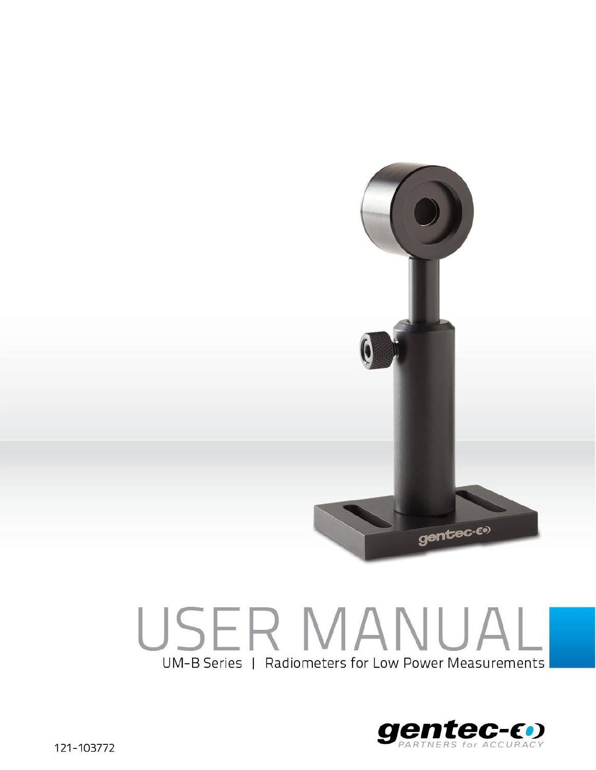# USER MANUAL

UM-B Series | Radiometers for Low Power Measurements

gentec-eo

PARTNERS for ACCURACY

121-103772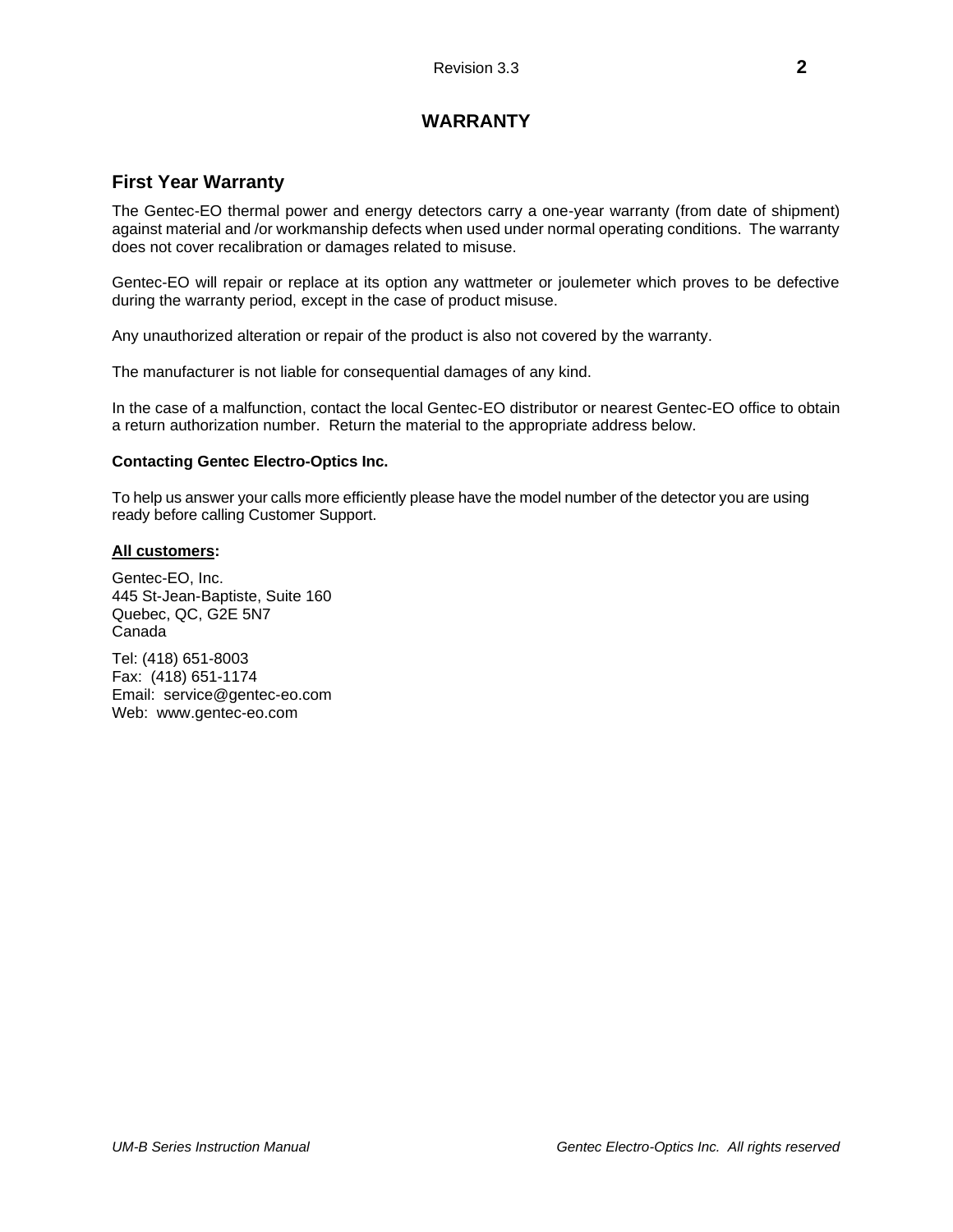# WARRANTY

## First Year Warranty

The Gentec-EO thermal power and energy detectors carry a one-year warranty (from date of shipment) against material and /or workmanship defects when used under normal operating conditions. The warranty does not cover recalibration or damages related to misuse.

Gentec-EO will repair or replace at its option any wattmeter or joulemeter which proves to be defective during the warranty period, except in the case of product misuse.

Any unauthorized alteration or repair of the product is also not covered by the warranty.

The manufacturer is not liable for consequential damages of any kind.

In the case of a malfunction, contact the local Gentec-EO distributor or nearest Gentec-EO office to obtain a return authorization number. Return the material to the appropriate address below.

**Contacting Gentec Electro-Optics Inc.**

To help us answer your calls more efficiently please have the model number of the detector you are using ready before calling Customer Support.

**All customers:**

Gentec-EO, Inc.
445 St-Jean-Baptiste, Suite 160
Quebec, QC, G2E 5N7
Canada

Tel: (418) 651-8003
Fax: (418) 651-1174
Email: service@gentec-eo.com
Web: www.gentec-eo.com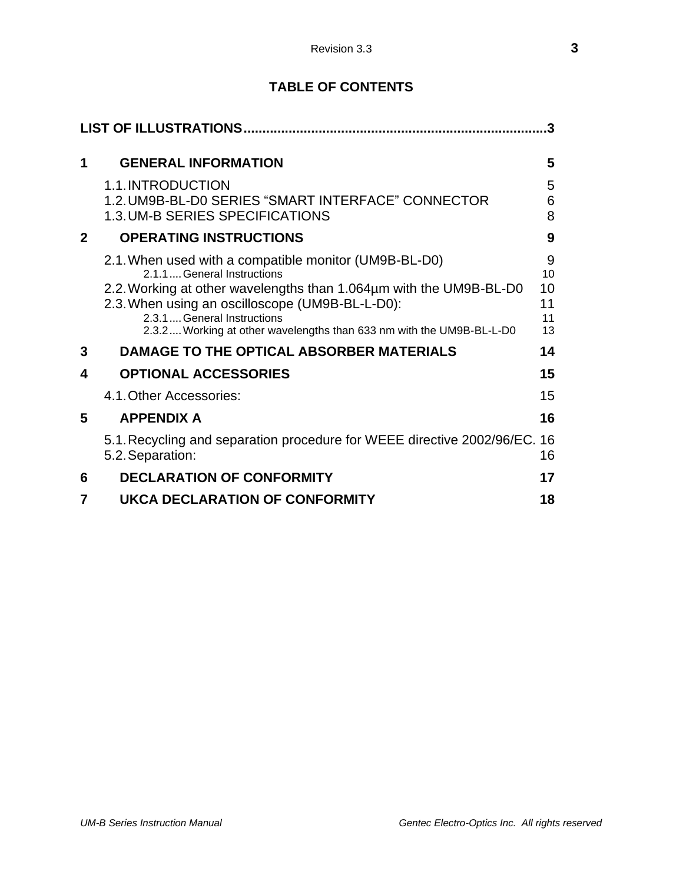## TABLE OF CONTENTS

**LIST OF ILLUSTRATIONS.................................................................................3**

| | | |
|---|---|---|
| **1** | **GENERAL INFORMATION** | **5** |
| | 1.1. INTRODUCTION | 5 |
| | 1.2. UM9B-BL-D0 SERIES “SMART INTERFACE” CONNECTOR | 6 |
| | 1.3. UM-B SERIES SPECIFICATIONS | 8 |
| **2** | **OPERATING INSTRUCTIONS** | **9** |
| | 2.1. When used with a compatible monitor (UM9B-BL-D0) | 9 |
| | 2.1.1 .... General Instructions | 10 |
| | 2.2. Working at other wavelengths than 1.064µm with the UM9B-BL-D0 | 10 |
| | 2.3. When using an oscilloscope (UM9B-BL-L-D0): | 11 |
| | 2.3.1 .... General Instructions | 11 |
| | 2.3.2 .... Working at other wavelengths than 633 nm with the UM9B-BL-L-D0 | 13 |
| **3** | **DAMAGE TO THE OPTICAL ABSORBER MATERIALS** | **14** |
| **4** | **OPTIONAL ACCESSORIES** | **15** |
| | 4.1. Other Accessories: | 15 |
| **5** | **APPENDIX A** | **16** |
| | 5.1. Recycling and separation procedure for WEEE directive 2002/96/EC. | 16 |
| | 5.2. Separation: | 16 |
| **6** | **DECLARATION OF CONFORMITY** | **17** |
| **7** | **UKCA DECLARATION OF CONFORMITY** | **18** |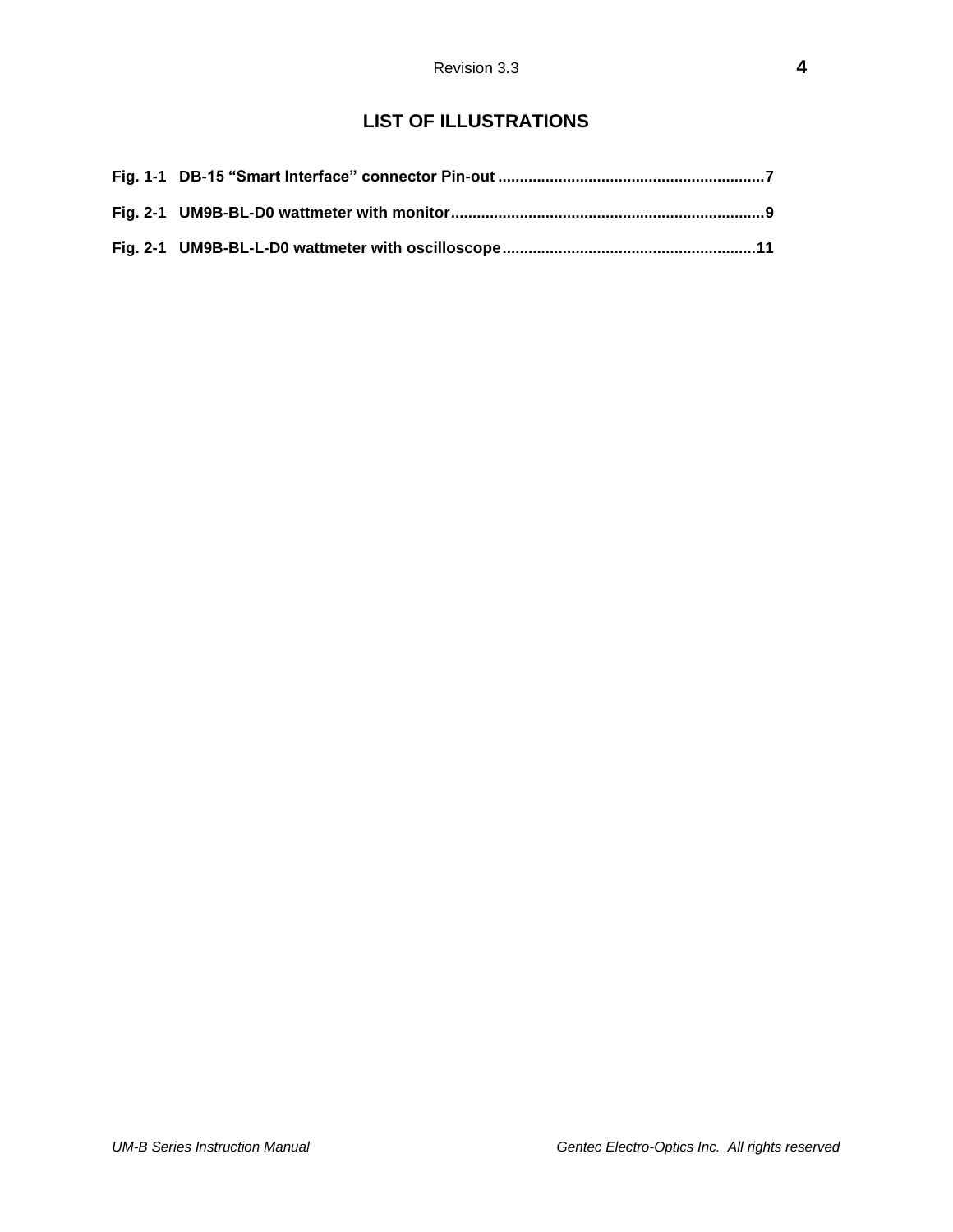# LIST OF ILLUSTRATIONS

**Fig. 1-1 DB-15 "Smart Interface" connector Pin-out ............................................................. 7**

**Fig. 2-1 UM9B-BL-D0 wattmeter with monitor ........................................................................ 9**

**Fig. 2-1 UM9B-BL-L-D0 wattmeter with oscilloscope ........................................................... 11**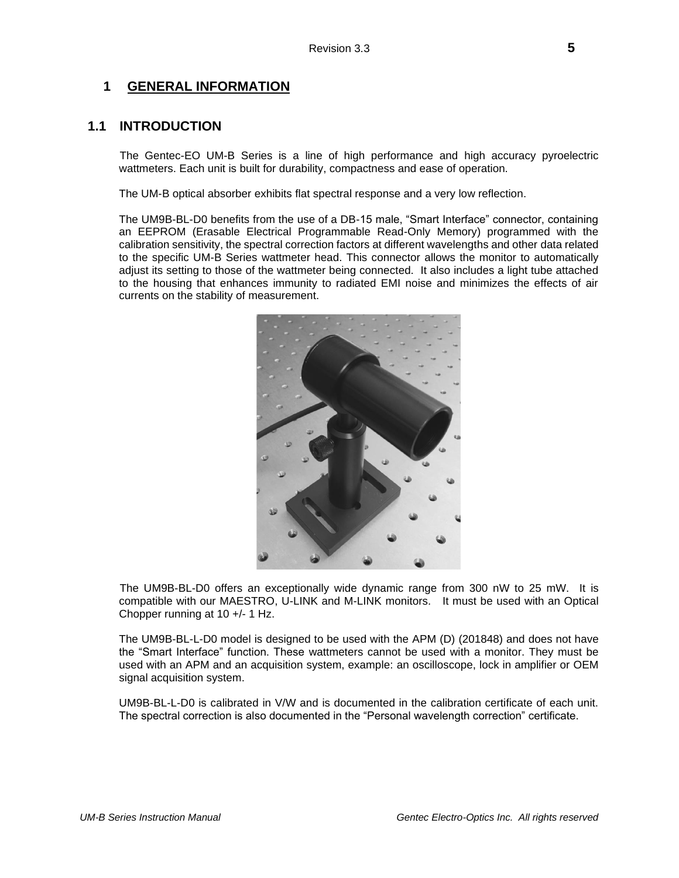# 1 GENERAL INFORMATION

## 1.1 INTRODUCTION

The Gentec-EO UM-B Series is a line of high performance and high accuracy pyroelectric wattmeters. Each unit is built for durability, compactness and ease of operation.

The UM-B optical absorber exhibits flat spectral response and a very low reflection.

The UM9B-BL-D0 benefits from the use of a DB-15 male, “Smart Interface” connector, containing an EEPROM (Erasable Electrical Programmable Read-Only Memory) programmed with the calibration sensitivity, the spectral correction factors at different wavelengths and other data related to the specific UM-B Series wattmeter head. This connector allows the monitor to automatically adjust its setting to those of the wattmeter being connected. It also includes a light tube attached to the housing that enhances immunity to radiated EMI noise and minimizes the effects of air currents on the stability of measurement.

The UM9B-BL-D0 offers an exceptionally wide dynamic range from 300 nW to 25 mW. It is compatible with our MAESTRO, U-LINK and M-LINK monitors. It must be used with an Optical Chopper running at 10 +/- 1 Hz.

The UM9B-BL-L-D0 model is designed to be used with the APM (D) (201848) and does not have the “Smart Interface” function. These wattmeters cannot be used with a monitor. They must be used with an APM and an acquisition system, example: an oscilloscope, lock in amplifier or OEM signal acquisition system.

UM9B-BL-L-D0 is calibrated in V/W and is documented in the calibration certificate of each unit. The spectral correction is also documented in the “Personal wavelength correction” certificate.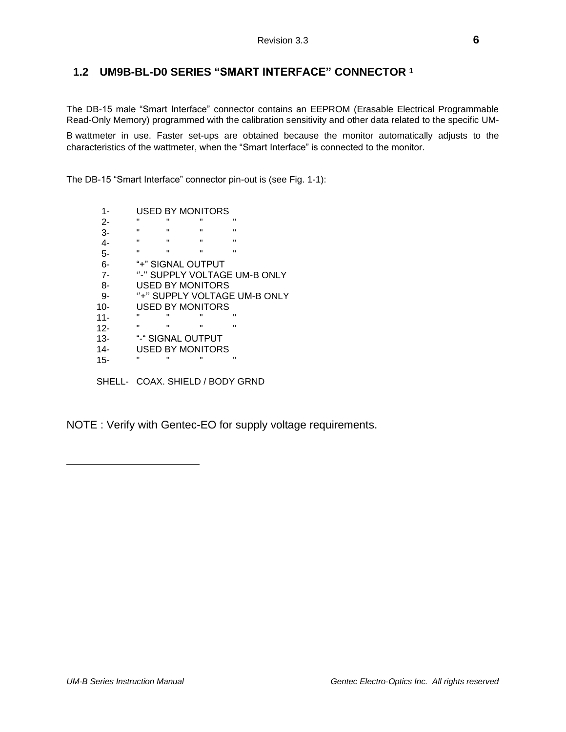## 1.2 UM9B-BL-D0 SERIES "SMART INTERFACE" CONNECTOR [1]

The DB-15 male "Smart Interface" connector contains an EEPROM (Erasable Electrical Programmable Read-Only Memory) programmed with the calibration sensitivity and other data related to the specific UM-B wattmeter in use. Faster set-ups are obtained because the monitor automatically adjusts to the characteristics of the wattmeter, when the "Smart Interface" is connected to the monitor.

The DB-15 "Smart Interface" connector pin-out is (see Fig. 1-1):

```
 1-      USED BY MONITORS
 2-      "      "      "      "
 3-      "      "      "      "
 4-      "      "      "      "
 5-      "      "      "      "
 6-      "+" SIGNAL OUTPUT
 7-      "-" SUPPLY VOLTAGE UM-B ONLY
 8-      USED BY MONITORS
 9-      "+" SUPPLY VOLTAGE UM-B ONLY
10-      USED BY MONITORS
11-      "      "      "      "
12-      "      "      "      "
13-      "-" SIGNAL OUTPUT
14-      USED BY MONITORS
15-      "      "      "      "

SHELL-   COAX. SHIELD / BODY GRND
```

NOTE : Verify with Gentec-EO for supply voltage requirements.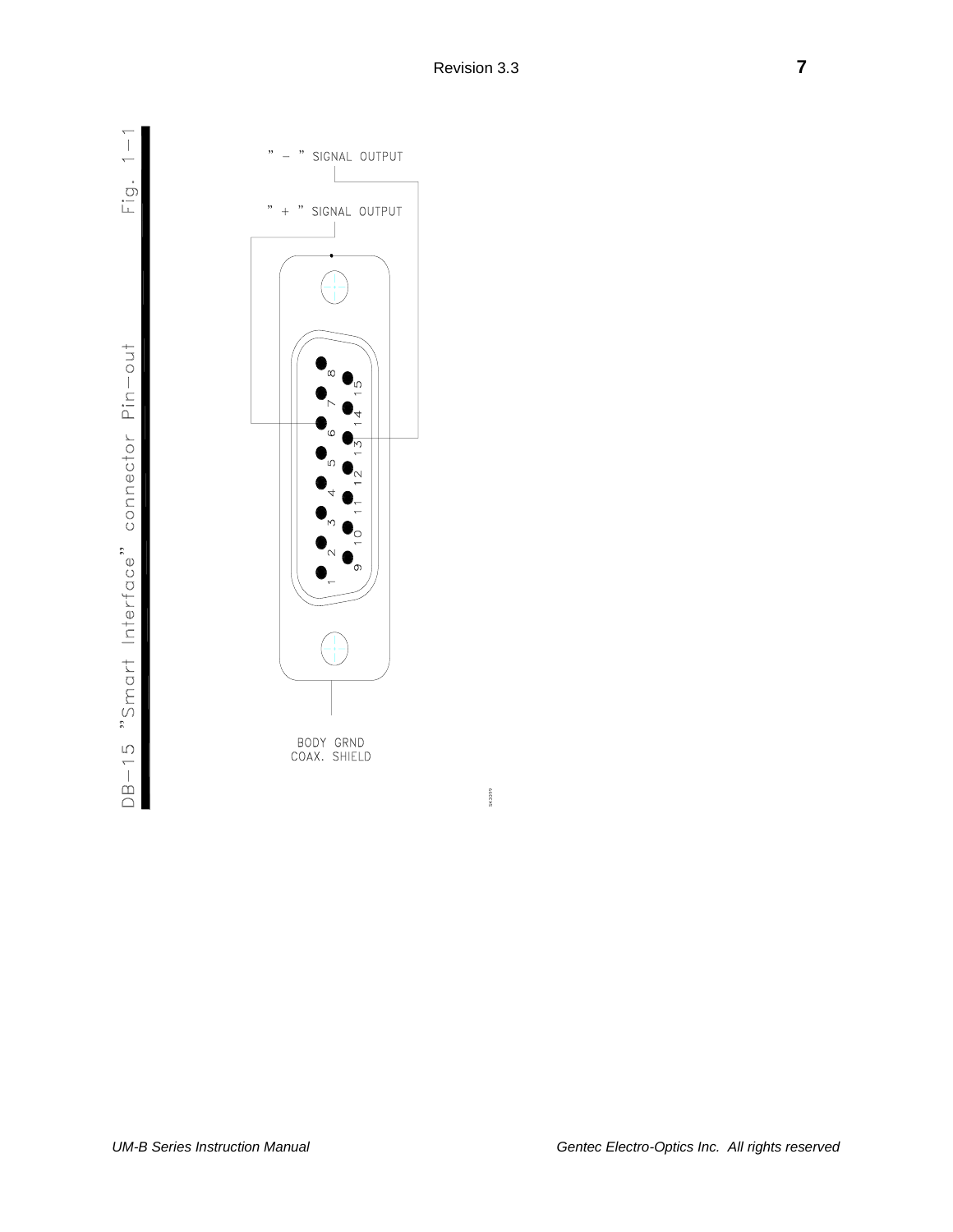DB-15 "Smart Interface" connector Pin-out    Fig. 1-1

" - " SIGNAL OUTPUT

" + " SIGNAL OUTPUT

1 2 3 4 5 6 7 8

9 10 11 12 13 14 15

BODY GRND
COAX. SHIELD

SK3399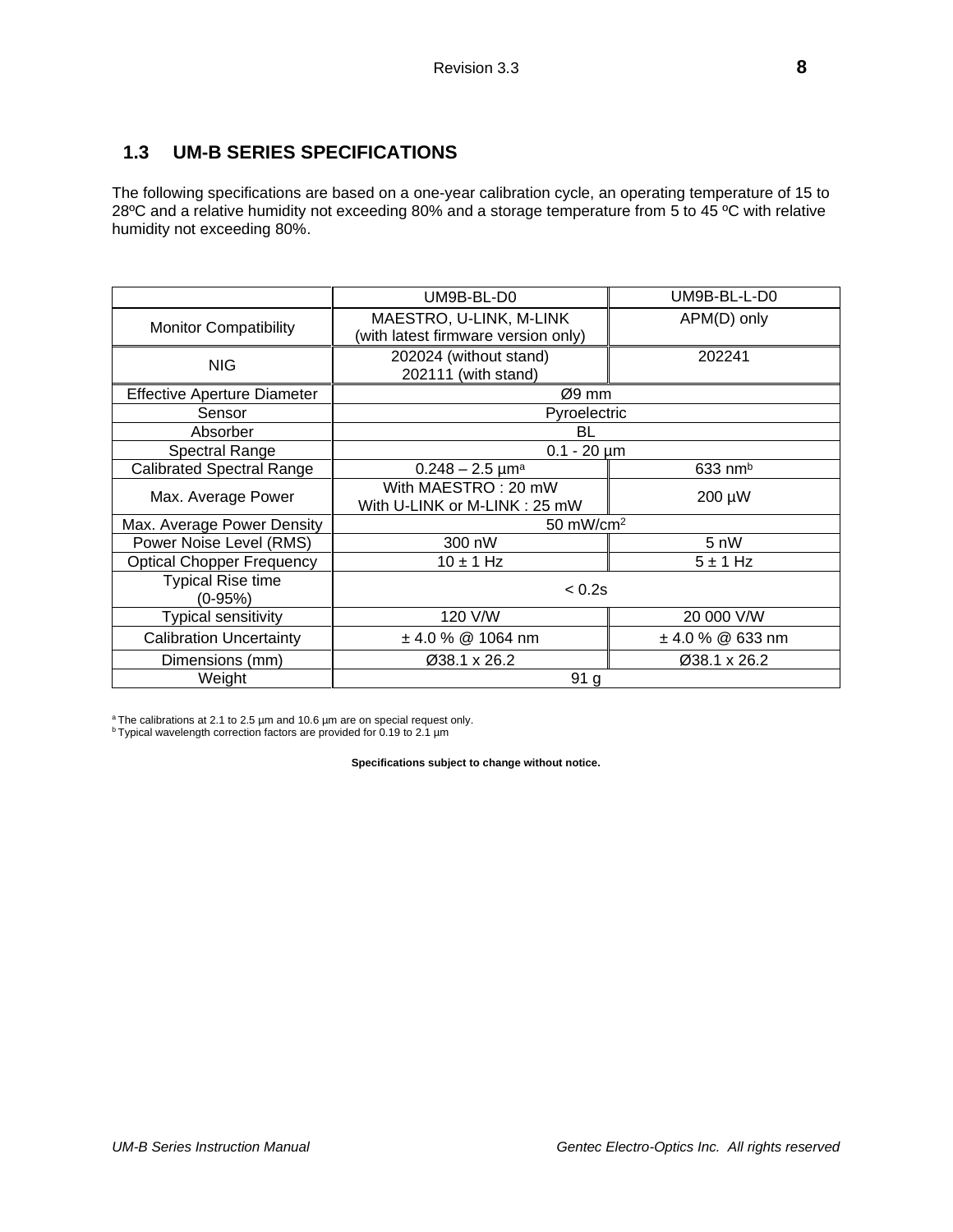## 1.3 UM-B SERIES SPECIFICATIONS

The following specifications are based on a one-year calibration cycle, an operating temperature of 15 to 28ºC and a relative humidity not exceeding 80% and a storage temperature from 5 to 45 ºC with relative humidity not exceeding 80%.

| | UM9B-BL-D0 | UM9B-BL-L-D0 |
|---|---|---|
| Monitor Compatibility | MAESTRO, U-LINK, M-LINK (with latest firmware version only) | APM(D) only |
| NIG | 202024 (without stand) 202111 (with stand) | 202241 |
| Effective Aperture Diameter | Ø9 mm | |
| Sensor | Pyroelectric | |
| Absorber | BL | |
| Spectral Range | 0.1 - 20 µm | |
| Calibrated Spectral Range | 0.248 – 2.5 µm[a] | 633 nm[b] |
| Max. Average Power | With MAESTRO : 20 mW With U-LINK or M-LINK : 25 mW | 200 µW |
| Max. Average Power Density | 50 mW/cm$^2$ | |
| Power Noise Level (RMS) | 300 nW | 5 nW |
| Optical Chopper Frequency | 10 ± 1 Hz | 5 ± 1 Hz |
| Typical Rise time (0-95%) | < 0.2s | |
| Typical sensitivity | 120 V/W | 20 000 V/W |
| Calibration Uncertainty | ± 4.0 % @ 1064 nm | ± 4.0 % @ 633 nm |
| Dimensions (mm) | Ø38.1 x 26.2 | Ø38.1 x 26.2 |
| Weight | 91 g | |

[a] The calibrations at 2.1 to 2.5 µm and 10.6 µm are on special request only.
[b] Typical wavelength correction factors are provided for 0.19 to 2.1 µm

**Specifications subject to change without notice.**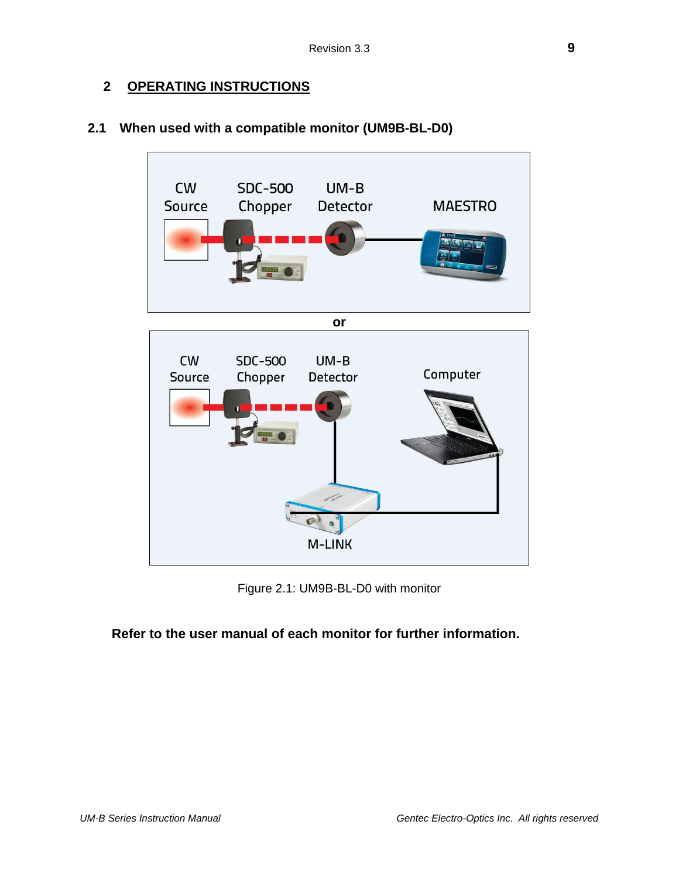# 2 OPERATING INSTRUCTIONS

## 2.1 When used with a compatible monitor (UM9B-BL-D0)

CW Source | SDC-500 Chopper | UM-B Detector | MAESTRO

or

CW Source | SDC-500 Chopper | UM-B Detector | Computer | M-LINK

Figure 2.1: UM9B-BL-D0 with monitor

**Refer to the user manual of each monitor for further information.**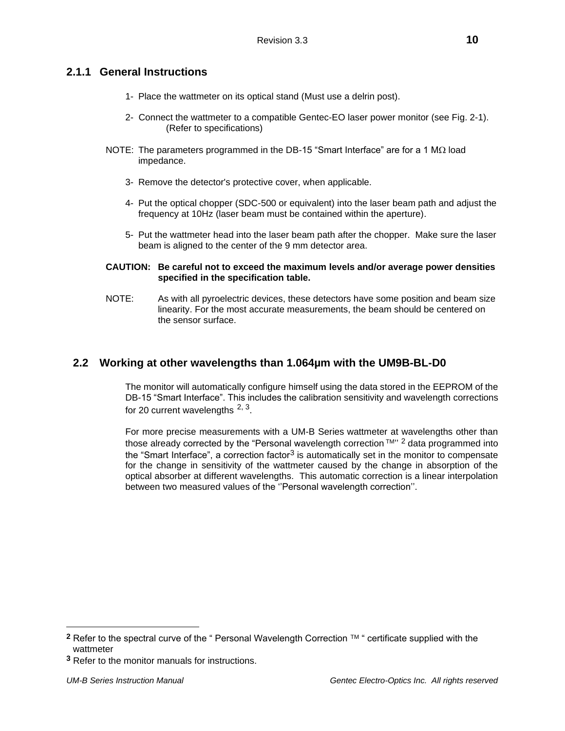### 2.1.1 General Instructions

1- Place the wattmeter on its optical stand (Must use a delrin post).

2- Connect the wattmeter to a compatible Gentec-EO laser power monitor (see Fig. 2-1). (Refer to specifications)

NOTE: The parameters programmed in the DB-15 “Smart Interface” are for a 1 MΩ load impedance.

3- Remove the detector's protective cover, when applicable.

4- Put the optical chopper (SDC-500 or equivalent) into the laser beam path and adjust the frequency at 10Hz (laser beam must be contained within the aperture).

5- Put the wattmeter head into the laser beam path after the chopper. Make sure the laser beam is aligned to the center of the 9 mm detector area.

**CAUTION: Be careful not to exceed the maximum levels and/or average power densities specified in the specification table.**

NOTE: As with all pyroelectric devices, these detectors have some position and beam size linearity. For the most accurate measurements, the beam should be centered on the sensor surface.

## 2.2 Working at other wavelengths than 1.064µm with the UM9B-BL-D0

The monitor will automatically configure himself using the data stored in the EEPROM of the DB-15 “Smart Interface”. This includes the calibration sensitivity and wavelength corrections for 20 current wavelengths [2, 3].

For more precise measurements with a UM-B Series wattmeter at wavelengths other than those already corrected by the “Personal wavelength correction™” [2] data programmed into the “Smart Interface”, a correction factor[3] is automatically set in the monitor to compensate for the change in sensitivity of the wattmeter caused by the change in absorption of the optical absorber at different wavelengths. This automatic correction is a linear interpolation between two measured values of the ''Personal wavelength correction''.

---

**2** Refer to the spectral curve of the “ Personal Wavelength Correction ™ “ certificate supplied with the wattmeter

**3** Refer to the monitor manuals for instructions.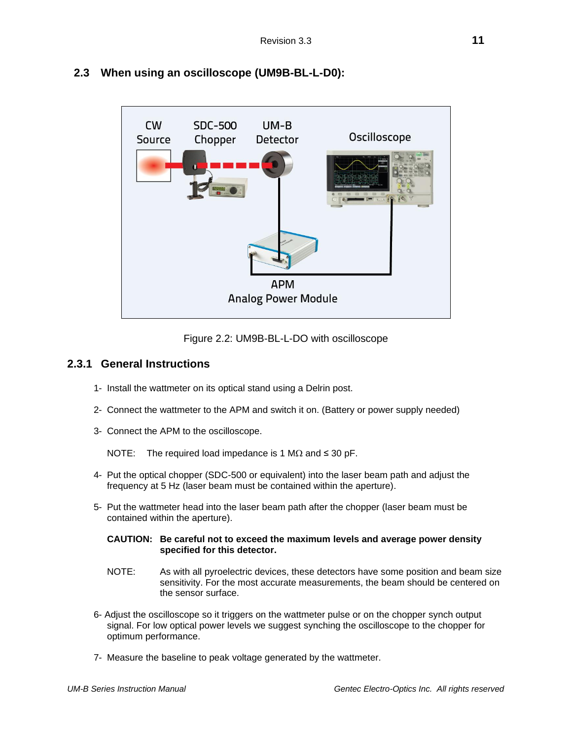## 2.3 When using an oscilloscope (UM9B-BL-L-D0):

Figure 2.2: UM9B-BL-L-DO with oscilloscope

### 2.3.1 General Instructions

1- Install the wattmeter on its optical stand using a Delrin post.

2- Connect the wattmeter to the APM and switch it on. (Battery or power supply needed)

3- Connect the APM to the oscilloscope.

NOTE: The required load impedance is 1 MΩ and ≤ 30 pF.

4- Put the optical chopper (SDC-500 or equivalent) into the laser beam path and adjust the frequency at 5 Hz (laser beam must be contained within the aperture).

5- Put the wattmeter head into the laser beam path after the chopper (laser beam must be contained within the aperture).

**CAUTION: Be careful not to exceed the maximum levels and average power density specified for this detector.**

NOTE: As with all pyroelectric devices, these detectors have some position and beam size sensitivity. For the most accurate measurements, the beam should be centered on the sensor surface.

6- Adjust the oscilloscope so it triggers on the wattmeter pulse or on the chopper synch output signal. For low optical power levels we suggest synching the oscilloscope to the chopper for optimum performance.

7- Measure the baseline to peak voltage generated by the wattmeter.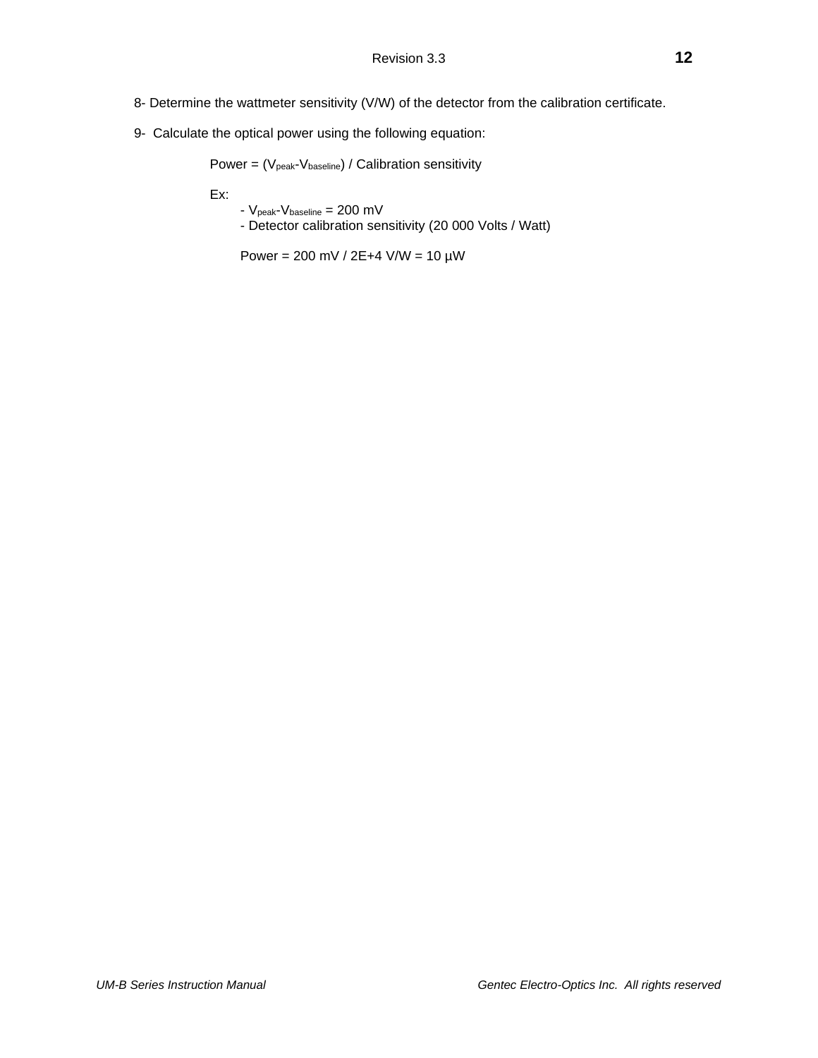8- Determine the wattmeter sensitivity (V/W) of the detector from the calibration certificate.

9- Calculate the optical power using the following equation:

Power = ($V_{peak}$-$V_{baseline}$) / Calibration sensitivity

Ex:

- $V_{peak}$-$V_{baseline}$ = 200 mV
- Detector calibration sensitivity (20 000 Volts / Watt)

Power = 200 mV / 2E+4 V/W = 10 µW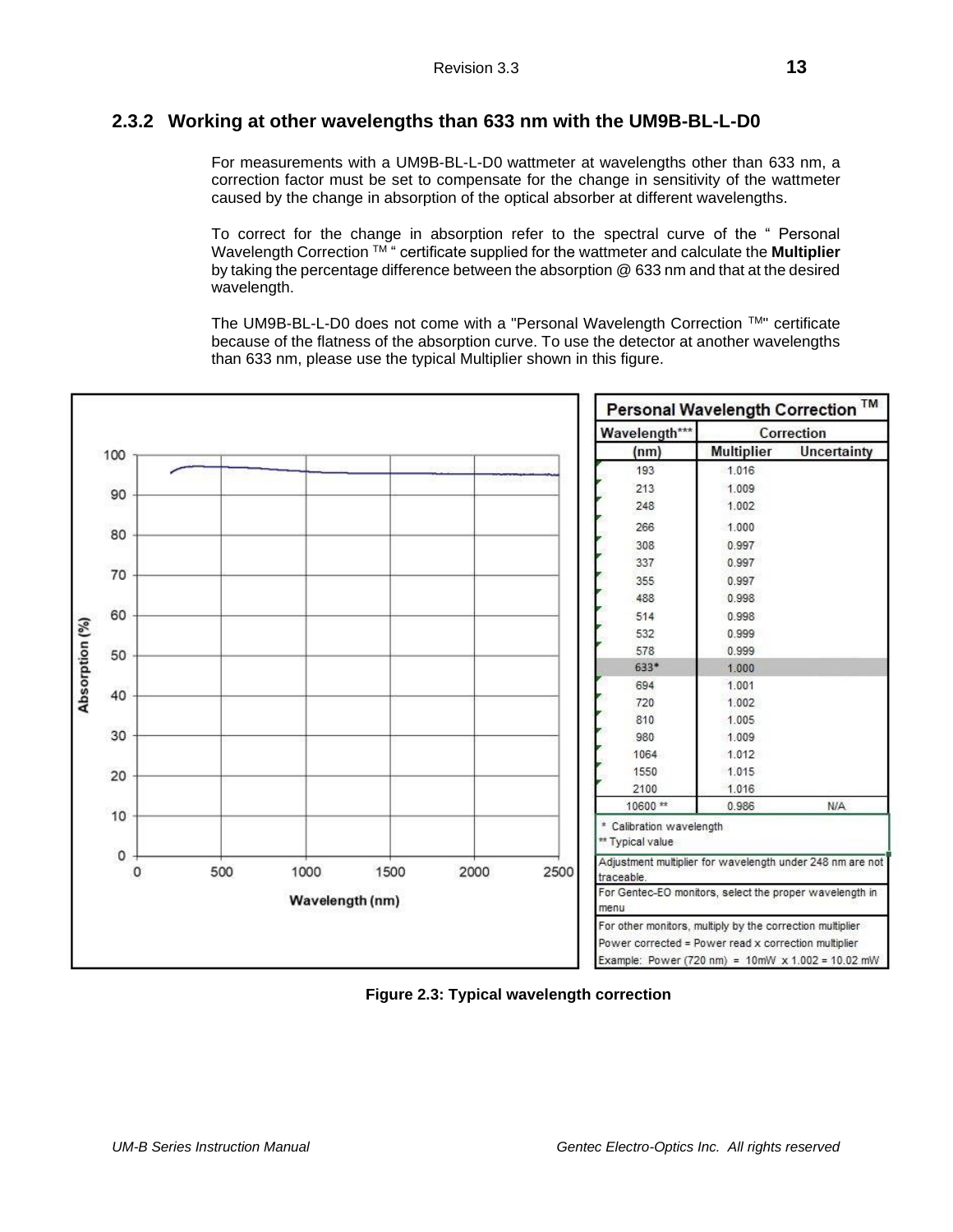### 2.3.2 Working at other wavelengths than 633 nm with the UM9B-BL-L-D0

For measurements with a UM9B-BL-L-D0 wattmeter at wavelengths other than 633 nm, a correction factor must be set to compensate for the change in sensitivity of the wattmeter caused by the change in absorption of the optical absorber at different wavelengths.

To correct for the change in absorption refer to the spectral curve of the " Personal Wavelength Correction TM " certificate supplied for the wattmeter and calculate the **Multiplier** by taking the percentage difference between the absorption @ 633 nm and that at the desired wavelength.

The UM9B-BL-L-D0 does not come with a "Personal Wavelength Correction TM" certificate because of the flatness of the absorption curve. To use the detector at another wavelengths than 633 nm, please use the typical Multiplier shown in this figure.

| Personal Wavelength Correction TM | | |
|---|---|---|
| Wavelength*** | Correction | |
| (nm) | Multiplier | Uncertainty |
| 193 | 1.016 | |
| 213 | 1.009 | |
| 248 | 1.002 | |
| 266 | 1.000 | |
| 308 | 0.997 | |
| 337 | 0.997 | |
| 355 | 0.997 | |
| 488 | 0.998 | |
| 514 | 0.998 | |
| 532 | 0.999 | |
| 578 | 0.999 | |
| 633* | 1.000 | |
| 694 | 1.001 | |
| 720 | 1.002 | |
| 810 | 1.005 | |
| 980 | 1.009 | |
| 1064 | 1.012 | |
| 1550 | 1.015 | |
| 2100 | 1.016 | |
| 10600 ** | 0.986 | N/A |

\* Calibration wavelength
** Typical value

Adjustment multiplier for wavelength under 248 nm are not traceable.

For Gentec-EO monitors, select the proper wavelength in menu

For other monitors, multiply by the correction multiplier
Power corrected = Power read x correction multiplier
Example: Power (720 nm) = 10mW x 1.002 = 10.02 mW

**Figure 2.3: Typical wavelength correction**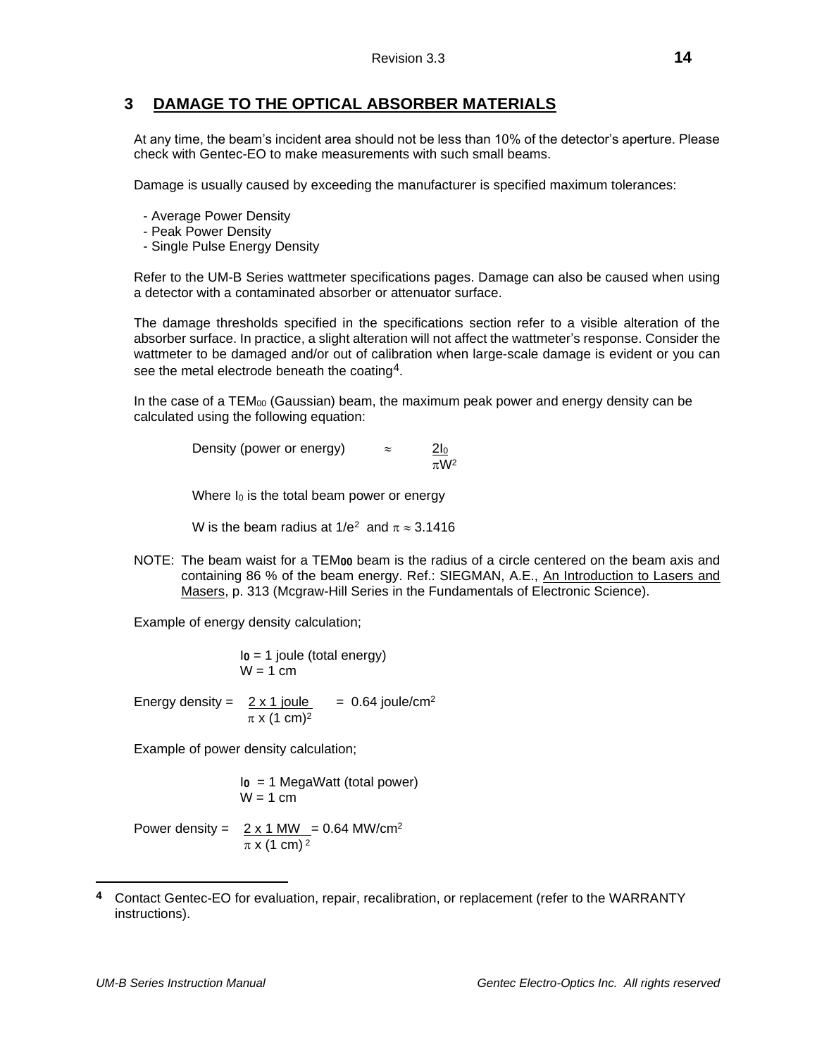# 3 DAMAGE TO THE OPTICAL ABSORBER MATERIALS

At any time, the beam's incident area should not be less than 10% of the detector's aperture. Please check with Gentec-EO to make measurements with such small beams.

Damage is usually caused by exceeding the manufacturer is specified maximum tolerances:

- Average Power Density
- Peak Power Density
- Single Pulse Energy Density

Refer to the UM-B Series wattmeter specifications pages. Damage can also be caused when using a detector with a contaminated absorber or attenuator surface.

The damage thresholds specified in the specifications section refer to a visible alteration of the absorber surface. In practice, a slight alteration will not affect the wattmeter's response. Consider the wattmeter to be damaged and/or out of calibration when large-scale damage is evident or you can see the metal electrode beneath the coating[4].

In the case of a $TEM_{00}$ (Gaussian) beam, the maximum peak power and energy density can be calculated using the following equation:

$$\text{Density (power or energy)} \approx \frac{2I_0}{\pi W^2}$$

Where $I_0$ is the total beam power or energy

W is the beam radius at $1/e^2$ and $\pi \approx 3.1416$

NOTE: The beam waist for a $TEM_{00}$ beam is the radius of a circle centered on the beam axis and containing 86 % of the beam energy. Ref.: SIEGMAN, A.E., An Introduction to Lasers and Masers, p. 313 (Mcgraw-Hill Series in the Fundamentals of Electronic Science).

Example of energy density calculation;

$I_0$ = 1 joule (total energy)
W = 1 cm

$$\text{Energy density} = \frac{2 \times 1 \text{ joule}}{\pi \times (1 \text{ cm})^2} = 0.64 \text{ joule/cm}^2$$

Example of power density calculation;

$I_0$ = 1 MegaWatt (total power)
W = 1 cm

$$\text{Power density} = \frac{2 \times 1 \text{ MW}}{\pi \times (1 \text{ cm})^2} = 0.64 \text{ MW/cm}^2$$

[4] Contact Gentec-EO for evaluation, repair, recalibration, or replacement (refer to the WARRANTY instructions).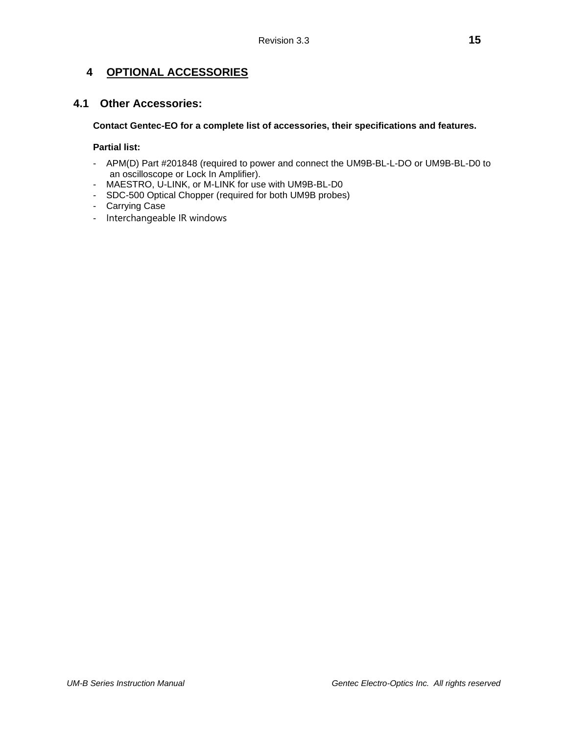# 4 OPTIONAL ACCESSORIES

## 4.1 Other Accessories:

**Contact Gentec-EO for a complete list of accessories, their specifications and features.**

**Partial list:**

- APM(D) Part #201848 (required to power and connect the UM9B-BL-L-DO or UM9B-BL-D0 to an oscilloscope or Lock In Amplifier).
- MAESTRO, U-LINK, or M-LINK for use with UM9B-BL-D0
- SDC-500 Optical Chopper (required for both UM9B probes)
- Carrying Case
- Interchangeable IR windows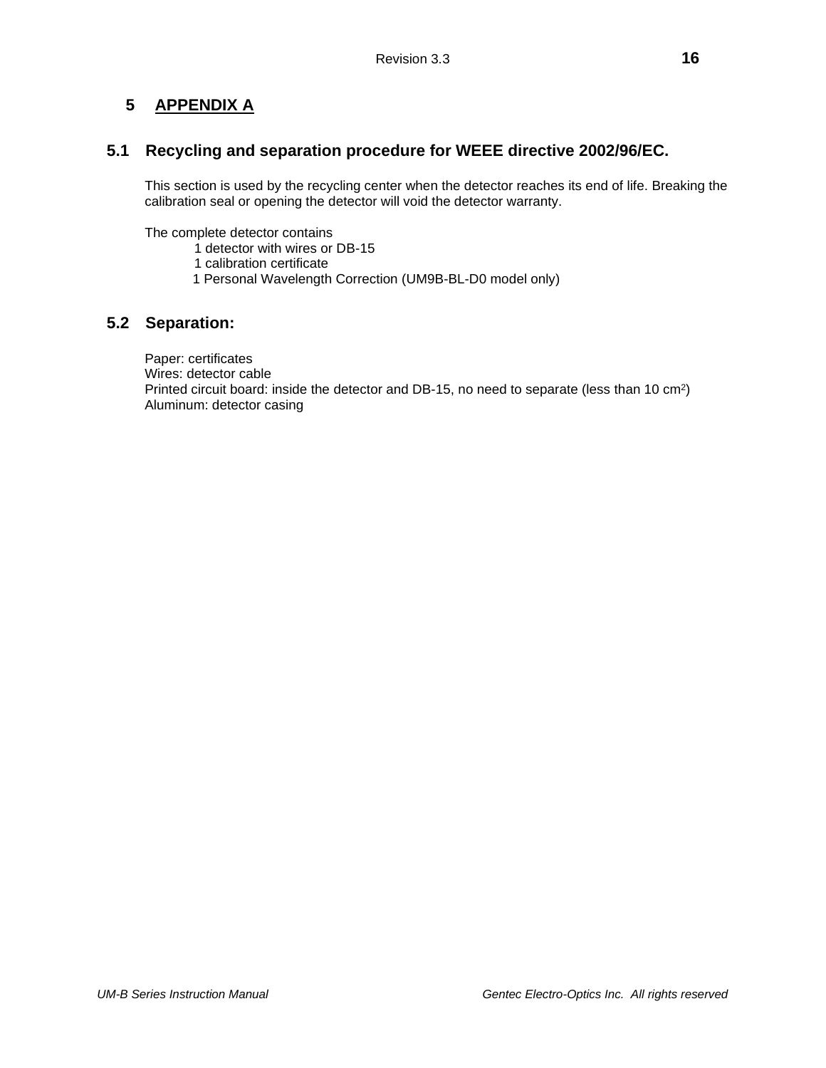# 5 APPENDIX A

## 5.1 Recycling and separation procedure for WEEE directive 2002/96/EC.

This section is used by the recycling center when the detector reaches its end of life. Breaking the calibration seal or opening the detector will void the detector warranty.

The complete detector contains

- 1 detector with wires or DB-15
- 1 calibration certificate
- 1 Personal Wavelength Correction (UM9B-BL-D0 model only)

## 5.2 Separation:

Paper: certificates
Wires: detector cable
Printed circuit board: inside the detector and DB-15, no need to separate (less than 10 $cm^2$)
Aluminum: detector casing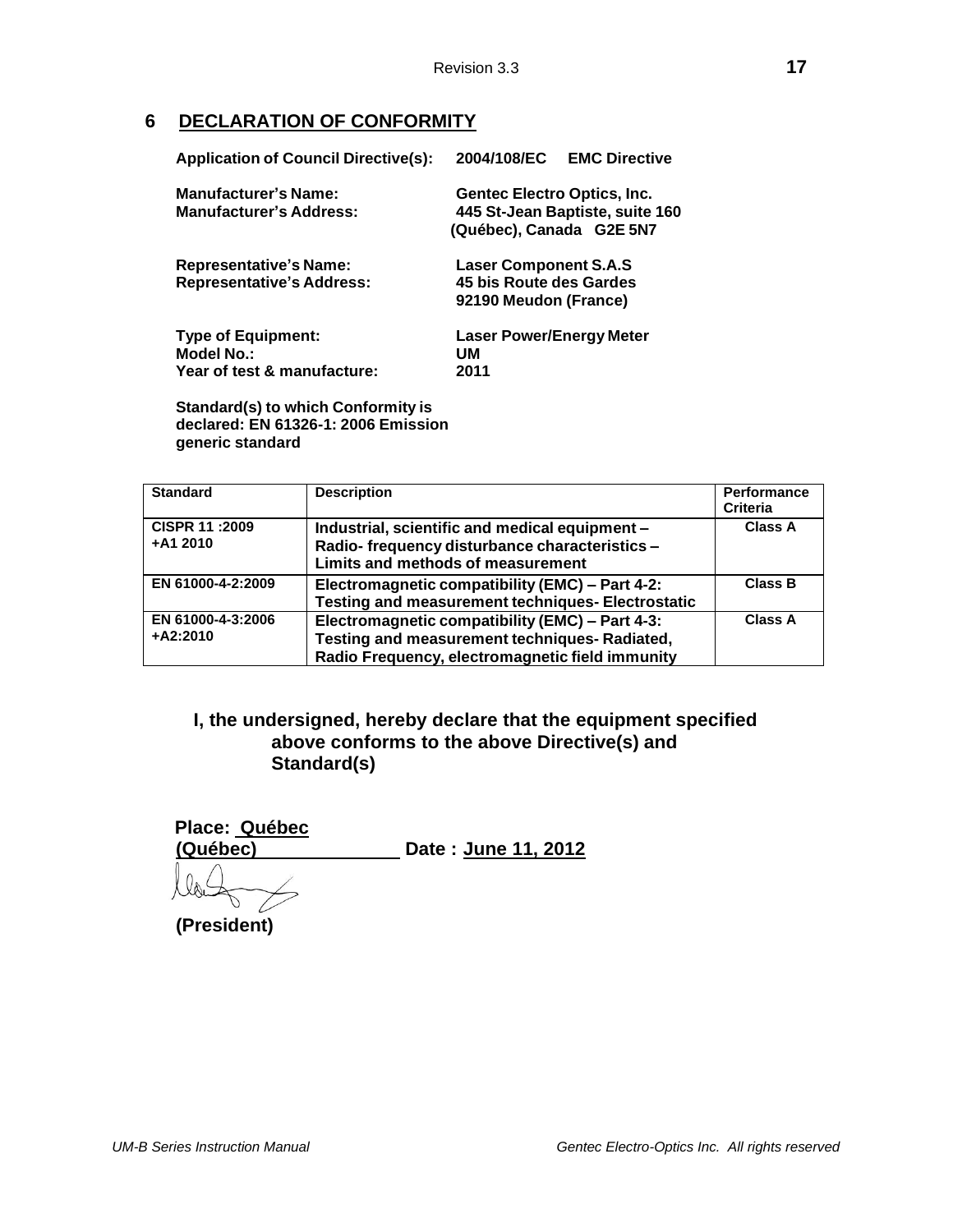## 6 DECLARATION OF CONFORMITY

**Application of Council Directive(s):** **2004/108/EC EMC Directive**

**Manufacturer's Name:** **Gentec Electro Optics, Inc.**
**Manufacturer's Address:** **445 St-Jean Baptiste, suite 160 (Québec), Canada G2E 5N7**

**Representative's Name:** **Laser Component S.A.S**
**Representative's Address:** **45 bis Route des Gardes 92190 Meudon (France)**

**Type of Equipment:** **Laser Power/Energy Meter**
**Model No.:** **UM**
**Year of test & manufacture:** **2011**

**Standard(s) to which Conformity is declared: EN 61326-1: 2006 Emission generic standard**

| Standard | Description | Performance Criteria |
| --- | --- | --- |
| CISPR 11 :2009 +A1 2010 | Industrial, scientific and medical equipment – Radio- frequency disturbance characteristics – Limits and methods of measurement | Class A |
| EN 61000-4-2:2009 | Electromagnetic compatibility (EMC) – Part 4-2: Testing and measurement techniques- Electrostatic | Class B |
| EN 61000-4-3:2006 +A2:2010 | Electromagnetic compatibility (EMC) – Part 4-3: Testing and measurement techniques- Radiated, Radio Frequency, electromagnetic field immunity | Class A |

**I, the undersigned, hereby declare that the equipment specified above conforms to the above Directive(s) and Standard(s)**

**Place: Québec (Québec)** **Date : June 11, 2012**

**(President)**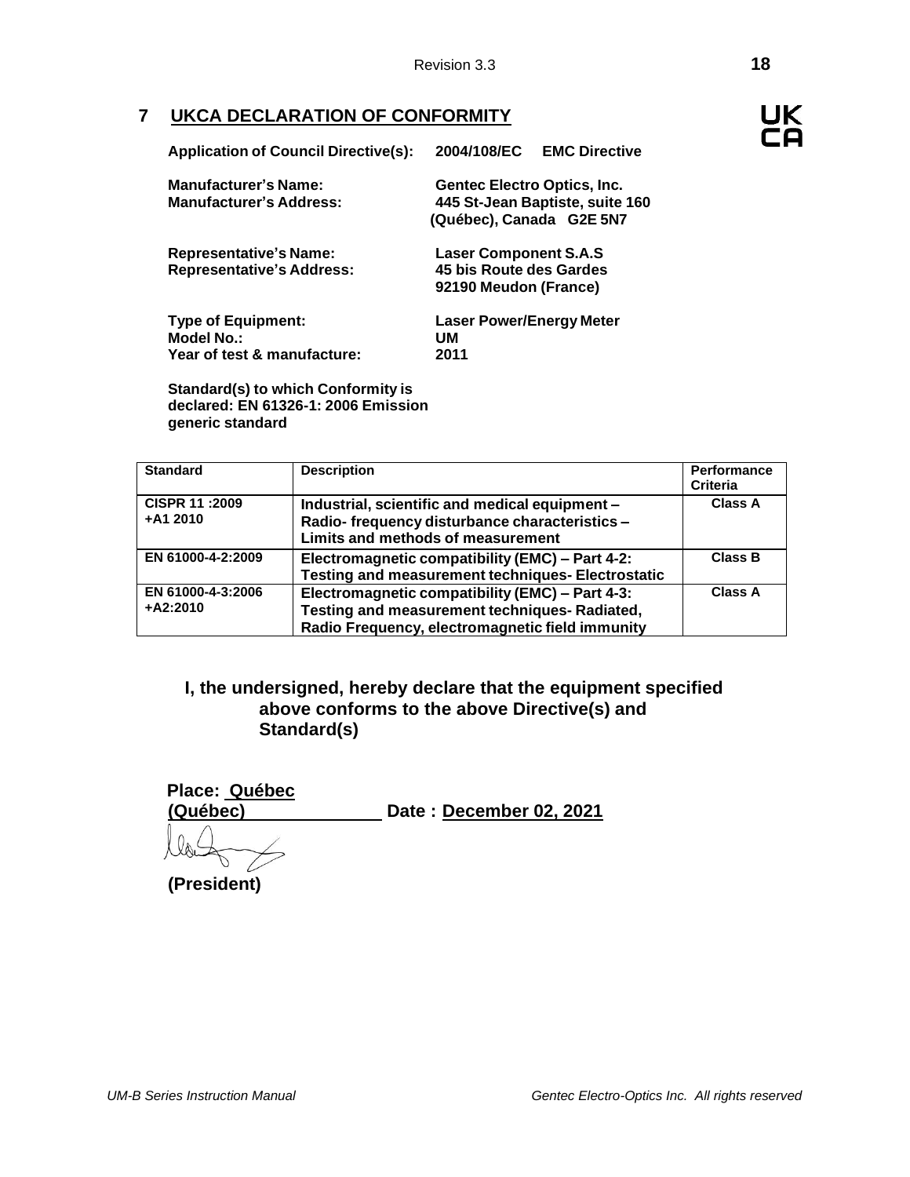## 7 UKCA DECLARATION OF CONFORMITY

UK CA

**Application of Council Directive(s):** **2004/108/EC EMC Directive**

**Manufacturer's Name:** **Gentec Electro Optics, Inc.**
**Manufacturer's Address:** **445 St-Jean Baptiste, suite 160 (Québec), Canada G2E 5N7**

**Representative's Name:** **Laser Component S.A.S**
**Representative's Address:** **45 bis Route des Gardes 92190 Meudon (France)**

**Type of Equipment:** **Laser Power/Energy Meter**
**Model No.:** **UM**
**Year of test & manufacture:** **2011**

**Standard(s) to which Conformity is declared: EN 61326-1: 2006 Emission generic standard**

| Standard | Description | Performance Criteria |
|---|---|---|
| CISPR 11 :2009 +A1 2010 | Industrial, scientific and medical equipment – Radio- frequency disturbance characteristics – Limits and methods of measurement | Class A |
| EN 61000-4-2:2009 | Electromagnetic compatibility (EMC) – Part 4-2: Testing and measurement techniques- Electrostatic | Class B |
| EN 61000-4-3:2006 +A2:2010 | Electromagnetic compatibility (EMC) – Part 4-3: Testing and measurement techniques- Radiated, Radio Frequency, electromagnetic field immunity | Class A |

**I, the undersigned, hereby declare that the equipment specified above conforms to the above Directive(s) and Standard(s)**

**Place: Québec (Québec)** **Date : December 02, 2021**

**(President)**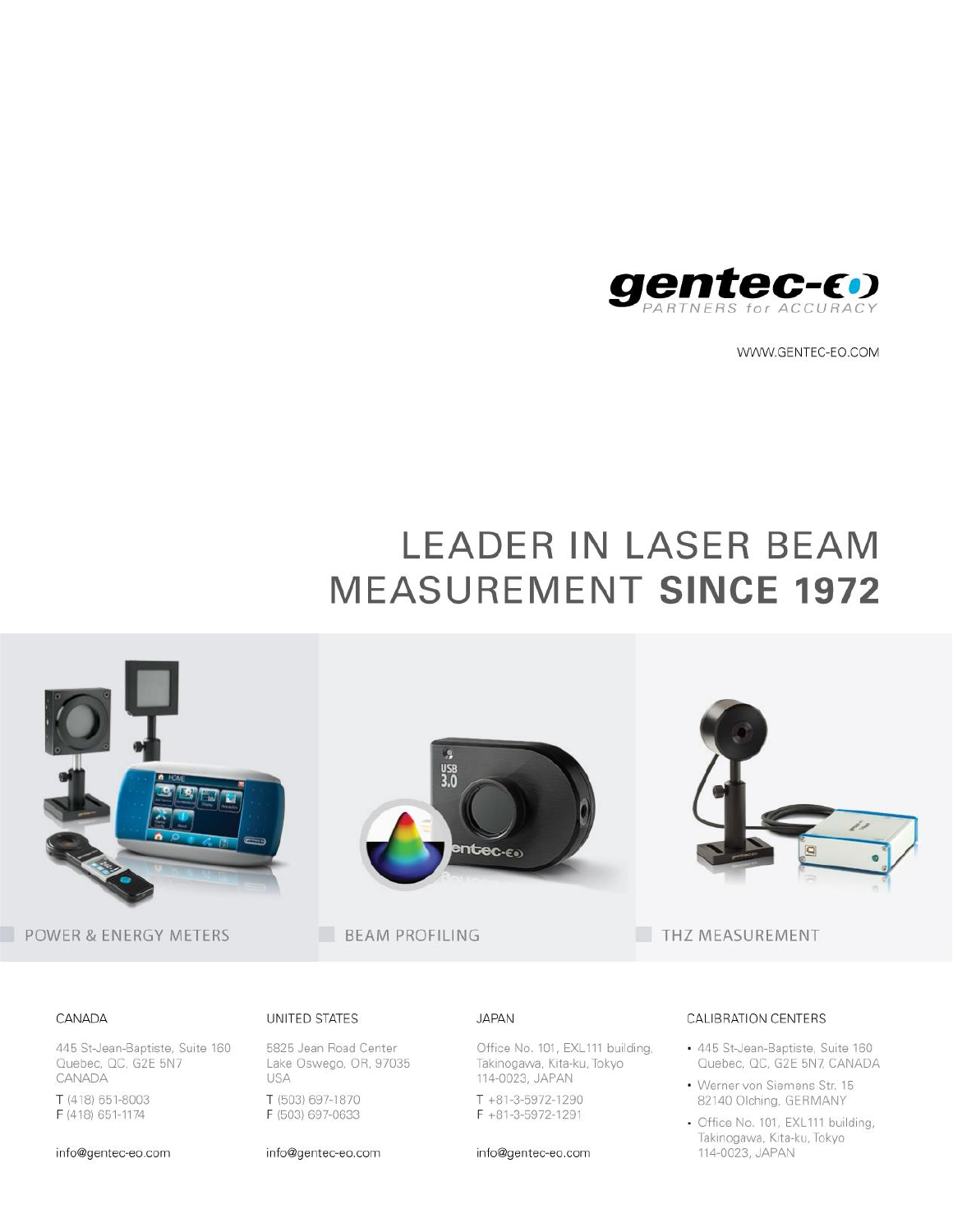gentec-eo
PARTNERS for ACCURACY

WWW.GENTEC-EO.COM

# LEADER IN LASER BEAM MEASUREMENT **SINCE 1972**

POWER & ENERGY METERS

BEAM PROFILING

THZ MEASUREMENT

**CANADA**

445 St-Jean-Baptiste, Suite 160
Quebec, QC, G2E 5N7
CANADA

T (418) 651-8003
F (418) 651-1174

info@gentec-eo.com

**UNITED STATES**

5825 Jean Road Center
Lake Oswego, OR, 97035
USA

T (503) 697-1870
F (503) 697-0633

info@gentec-eo.com

**JAPAN**

Office No. 101, EXL111 building,
Takinogawa, Kita-ku, Tokyo
114-0023, JAPAN

T +81-3-5972-1290
F +81-3-5972-1291

info@gentec-eo.com

**CALIBRATION CENTERS**

- 445 St-Jean-Baptiste, Suite 160
  Quebec, QC, G2E 5N7, CANADA
- Werner von Siemens Str. 15
  82140 Olching, GERMANY
- Office No. 101, EXL111 building,
  Takinogawa, Kita-ku, Tokyo
  114-0023, JAPAN